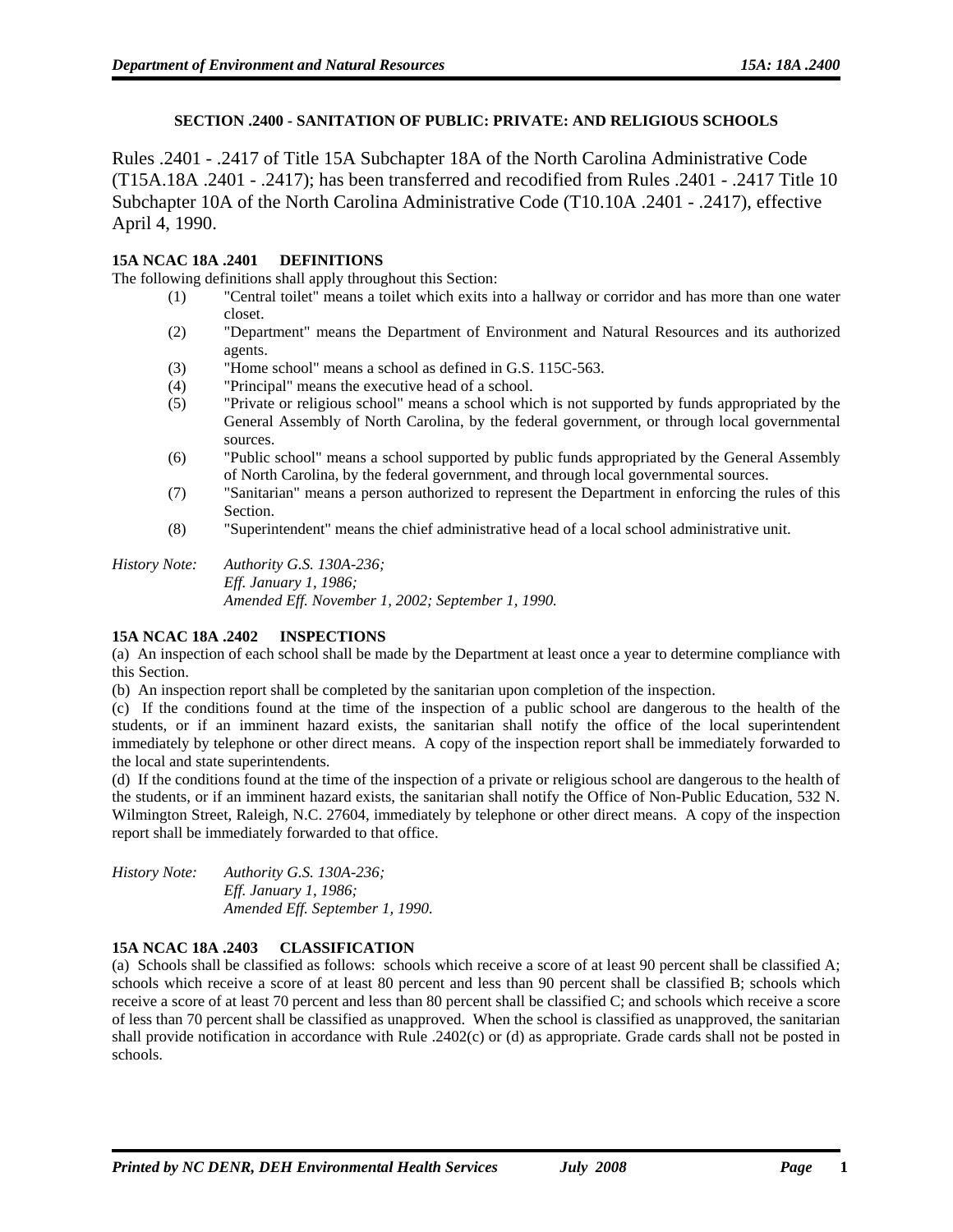## SECTION .2400 - SANITATION OF PUBLIC: PRIVATE: AND RELIGIOUS SCHOOLS

Rules .2401 - .2417 of Title 15A Subchapter 18A of the North Carolina Administrative Code (T15A.18A .2401 - .2417); has been transferred and recodified from Rules .2401 - .2417 Title 10 Subchapter 10A of the North Carolina Administrative Code (T10.10A .2401 - .2417), effective April 4, 1990.

### 15A NCAC 18A .2401 DEFINITIONS

The following definitions shall apply throughout this Section:

(1) "Central toilet" means a toilet which exits into a hallway or corridor and has more than one water closet.

(2) "Department" means the Department of Environment and Natural Resources and its authorized agents.

(3) "Home school" means a school as defined in G.S. 115C-563.

(4) "Principal" means the executive head of a school.

(5) "Private or religious school" means a school which is not supported by funds appropriated by the General Assembly of North Carolina, by the federal government, or through local governmental sources.

(6) "Public school" means a school supported by public funds appropriated by the General Assembly of North Carolina, by the federal government, and through local governmental sources.

(7) "Sanitarian" means a person authorized to represent the Department in enforcing the rules of this Section.

(8) "Superintendent" means the chief administrative head of a local school administrative unit.

*History Note: Authority G.S. 130A-236;*
*Eff. January 1, 1986;*
*Amended Eff. November 1, 2002; September 1, 1990.*

### 15A NCAC 18A .2402 INSPECTIONS

(a) An inspection of each school shall be made by the Department at least once a year to determine compliance with this Section.

(b) An inspection report shall be completed by the sanitarian upon completion of the inspection.

(c) If the conditions found at the time of the inspection of a public school are dangerous to the health of the students, or if an imminent hazard exists, the sanitarian shall notify the office of the local superintendent immediately by telephone or other direct means. A copy of the inspection report shall be immediately forwarded to the local and state superintendents.

(d) If the conditions found at the time of the inspection of a private or religious school are dangerous to the health of the students, or if an imminent hazard exists, the sanitarian shall notify the Office of Non-Public Education, 532 N. Wilmington Street, Raleigh, N.C. 27604, immediately by telephone or other direct means. A copy of the inspection report shall be immediately forwarded to that office.

*History Note: Authority G.S. 130A-236;*
*Eff. January 1, 1986;*
*Amended Eff. September 1, 1990.*

### 15A NCAC 18A .2403 CLASSIFICATION

(a) Schools shall be classified as follows: schools which receive a score of at least 90 percent shall be classified A; schools which receive a score of at least 80 percent and less than 90 percent shall be classified B; schools which receive a score of at least 70 percent and less than 80 percent shall be classified C; and schools which receive a score of less than 70 percent shall be classified as unapproved. When the school is classified as unapproved, the sanitarian shall provide notification in accordance with Rule .2402(c) or (d) as appropriate. Grade cards shall not be posted in schools.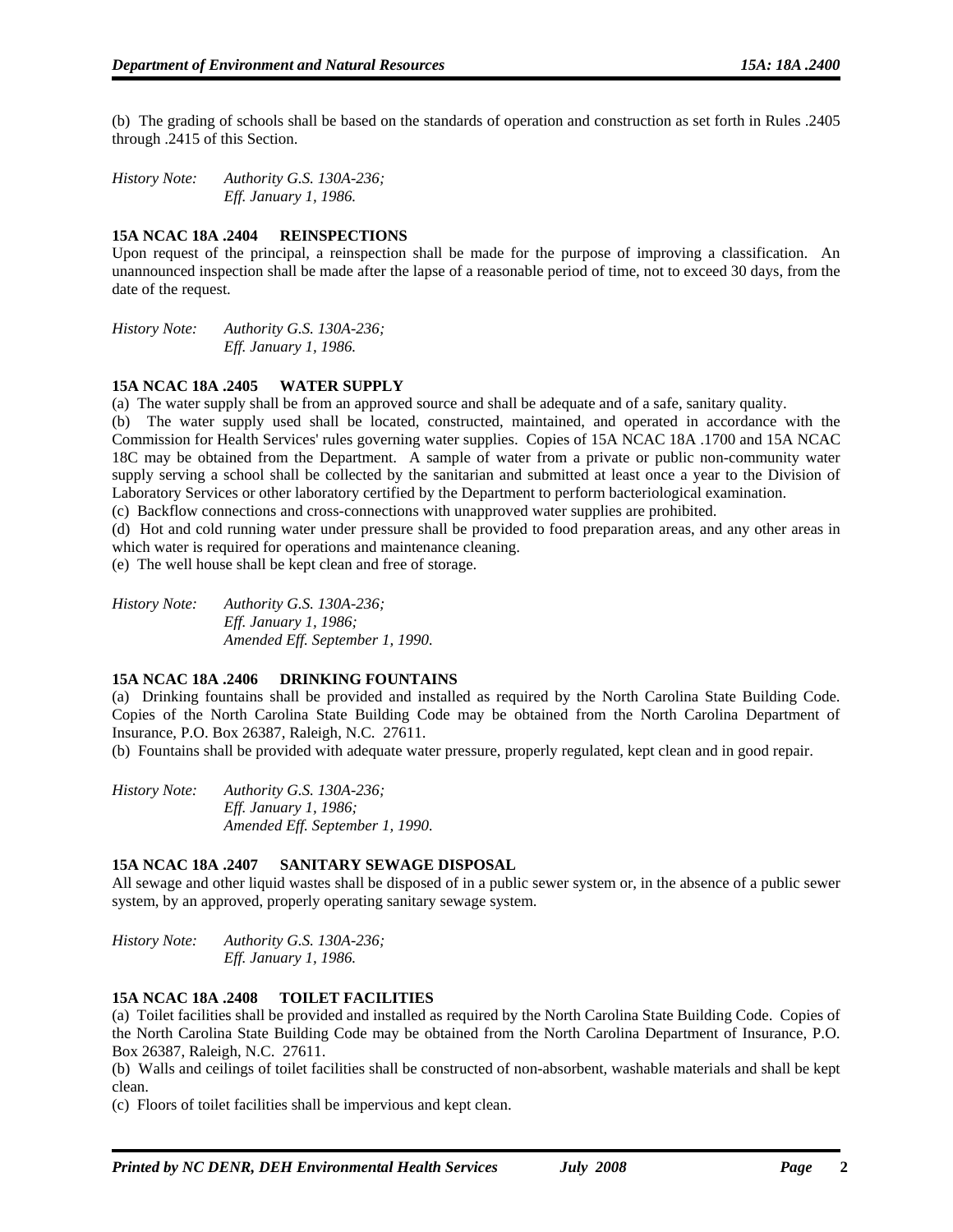(b) The grading of schools shall be based on the standards of operation and construction as set forth in Rules .2405 through .2415 of this Section.

*History Note: Authority G.S. 130A-236;*
*Eff. January 1, 1986.*

**15A NCAC 18A .2404 REINSPECTIONS**

Upon request of the principal, a reinspection shall be made for the purpose of improving a classification. An unannounced inspection shall be made after the lapse of a reasonable period of time, not to exceed 30 days, from the date of the request.

*History Note: Authority G.S. 130A-236;*
*Eff. January 1, 1986.*

**15A NCAC 18A .2405 WATER SUPPLY**

(a) The water supply shall be from an approved source and shall be adequate and of a safe, sanitary quality.

(b) The water supply used shall be located, constructed, maintained, and operated in accordance with the Commission for Health Services' rules governing water supplies. Copies of 15A NCAC 18A .1700 and 15A NCAC 18C may be obtained from the Department. A sample of water from a private or public non-community water supply serving a school shall be collected by the sanitarian and submitted at least once a year to the Division of Laboratory Services or other laboratory certified by the Department to perform bacteriological examination.

(c) Backflow connections and cross-connections with unapproved water supplies are prohibited.

(d) Hot and cold running water under pressure shall be provided to food preparation areas, and any other areas in which water is required for operations and maintenance cleaning.

(e) The well house shall be kept clean and free of storage.

*History Note: Authority G.S. 130A-236;*
*Eff. January 1, 1986;*
*Amended Eff. September 1, 1990.*

**15A NCAC 18A .2406 DRINKING FOUNTAINS**

(a) Drinking fountains shall be provided and installed as required by the North Carolina State Building Code. Copies of the North Carolina State Building Code may be obtained from the North Carolina Department of Insurance, P.O. Box 26387, Raleigh, N.C. 27611.

(b) Fountains shall be provided with adequate water pressure, properly regulated, kept clean and in good repair.

*History Note: Authority G.S. 130A-236;*
*Eff. January 1, 1986;*
*Amended Eff. September 1, 1990.*

**15A NCAC 18A .2407 SANITARY SEWAGE DISPOSAL**

All sewage and other liquid wastes shall be disposed of in a public sewer system or, in the absence of a public sewer system, by an approved, properly operating sanitary sewage system.

*History Note: Authority G.S. 130A-236;*
*Eff. January 1, 1986.*

**15A NCAC 18A .2408 TOILET FACILITIES**

(a) Toilet facilities shall be provided and installed as required by the North Carolina State Building Code. Copies of the North Carolina State Building Code may be obtained from the North Carolina Department of Insurance, P.O. Box 26387, Raleigh, N.C. 27611.

(b) Walls and ceilings of toilet facilities shall be constructed of non-absorbent, washable materials and shall be kept clean.

(c) Floors of toilet facilities shall be impervious and kept clean.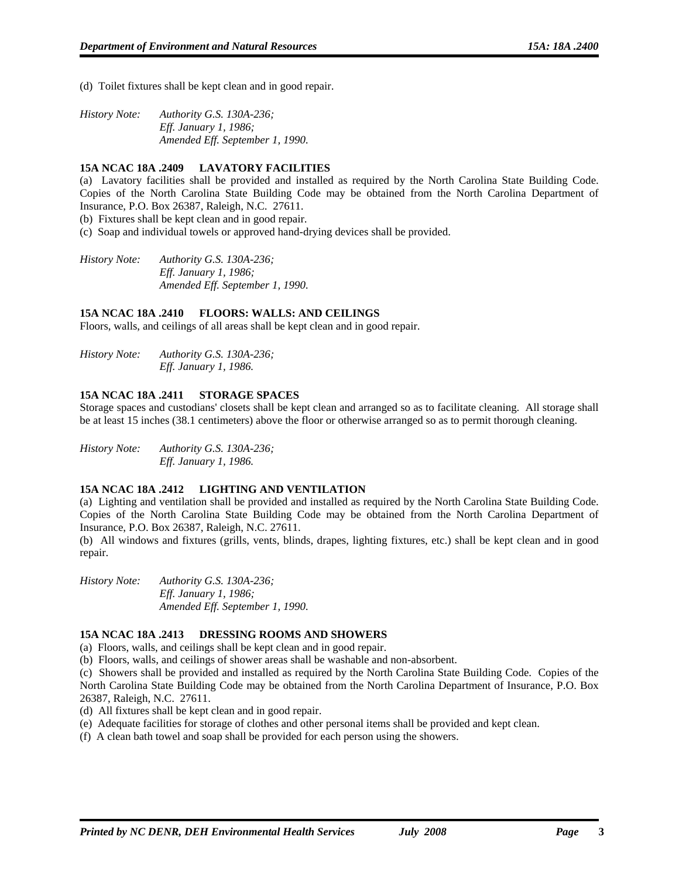(d) Toilet fixtures shall be kept clean and in good repair.

*History Note: Authority G.S. 130A-236;*
*Eff. January 1, 1986;*
*Amended Eff. September 1, 1990.*

**15A NCAC 18A .2409 LAVATORY FACILITIES**

(a) Lavatory facilities shall be provided and installed as required by the North Carolina State Building Code. Copies of the North Carolina State Building Code may be obtained from the North Carolina Department of Insurance, P.O. Box 26387, Raleigh, N.C. 27611.

(b) Fixtures shall be kept clean and in good repair.

(c) Soap and individual towels or approved hand-drying devices shall be provided.

*History Note: Authority G.S. 130A-236;*
*Eff. January 1, 1986;*
*Amended Eff. September 1, 1990.*

**15A NCAC 18A .2410 FLOORS: WALLS: AND CEILINGS**

Floors, walls, and ceilings of all areas shall be kept clean and in good repair.

*History Note: Authority G.S. 130A-236;*
*Eff. January 1, 1986.*

**15A NCAC 18A .2411 STORAGE SPACES**

Storage spaces and custodians' closets shall be kept clean and arranged so as to facilitate cleaning. All storage shall be at least 15 inches (38.1 centimeters) above the floor or otherwise arranged so as to permit thorough cleaning.

*History Note: Authority G.S. 130A-236;*
*Eff. January 1, 1986.*

**15A NCAC 18A .2412 LIGHTING AND VENTILATION**

(a) Lighting and ventilation shall be provided and installed as required by the North Carolina State Building Code. Copies of the North Carolina State Building Code may be obtained from the North Carolina Department of Insurance, P.O. Box 26387, Raleigh, N.C. 27611.

(b) All windows and fixtures (grills, vents, blinds, drapes, lighting fixtures, etc.) shall be kept clean and in good repair.

*History Note: Authority G.S. 130A-236;*
*Eff. January 1, 1986;*
*Amended Eff. September 1, 1990.*

**15A NCAC 18A .2413 DRESSING ROOMS AND SHOWERS**

(a) Floors, walls, and ceilings shall be kept clean and in good repair.

(b) Floors, walls, and ceilings of shower areas shall be washable and non-absorbent.

(c) Showers shall be provided and installed as required by the North Carolina State Building Code. Copies of the North Carolina State Building Code may be obtained from the North Carolina Department of Insurance, P.O. Box 26387, Raleigh, N.C. 27611.

(d) All fixtures shall be kept clean and in good repair.

(e) Adequate facilities for storage of clothes and other personal items shall be provided and kept clean.

(f) A clean bath towel and soap shall be provided for each person using the showers.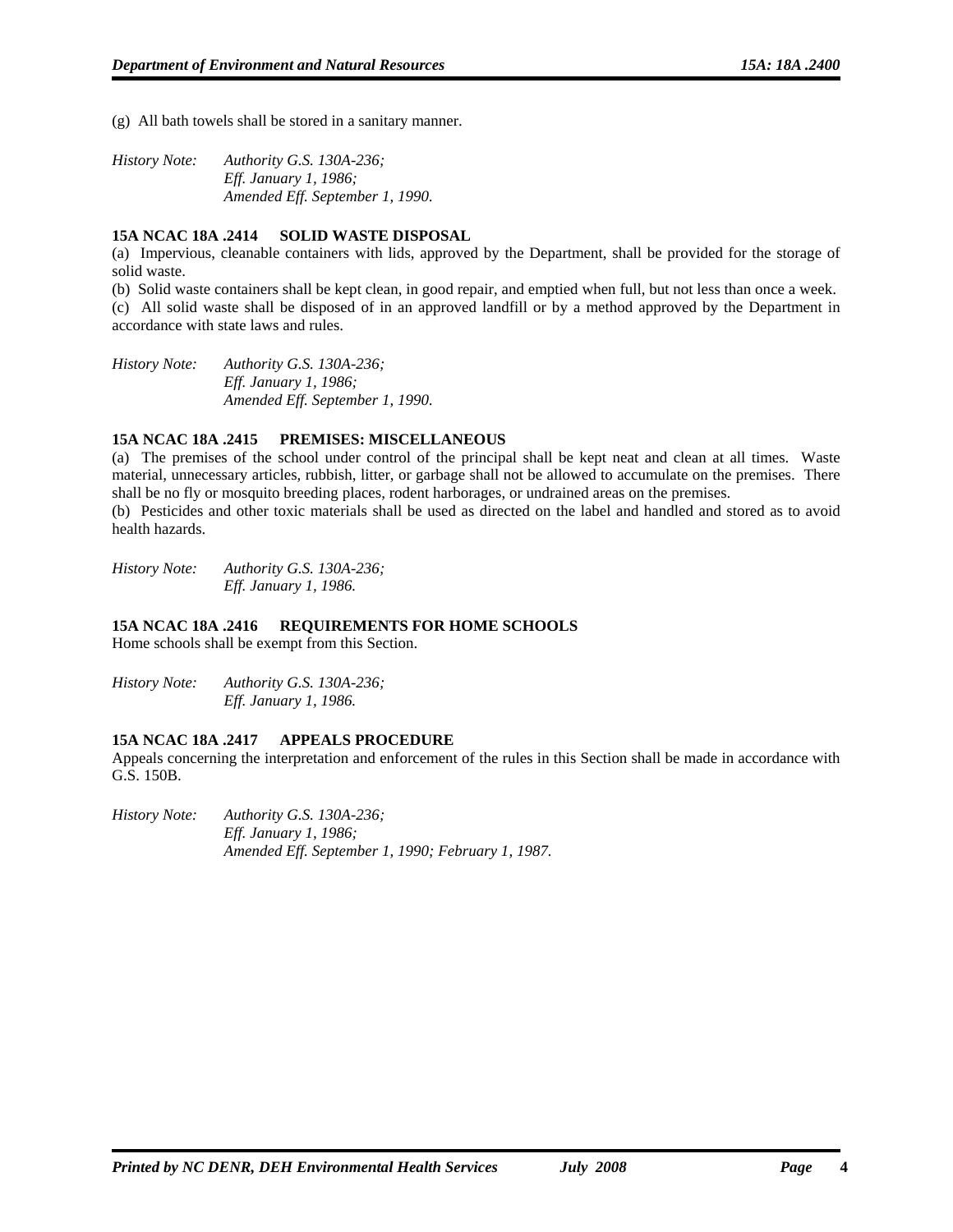(g) All bath towels shall be stored in a sanitary manner.

*History Note: Authority G.S. 130A-236;*
*Eff. January 1, 1986;*
*Amended Eff. September 1, 1990.*

**15A NCAC 18A .2414 SOLID WASTE DISPOSAL**

(a) Impervious, cleanable containers with lids, approved by the Department, shall be provided for the storage of solid waste.

(b) Solid waste containers shall be kept clean, in good repair, and emptied when full, but not less than once a week.

(c) All solid waste shall be disposed of in an approved landfill or by a method approved by the Department in accordance with state laws and rules.

*History Note: Authority G.S. 130A-236;*
*Eff. January 1, 1986;*
*Amended Eff. September 1, 1990.*

**15A NCAC 18A .2415 PREMISES: MISCELLANEOUS**

(a) The premises of the school under control of the principal shall be kept neat and clean at all times. Waste material, unnecessary articles, rubbish, litter, or garbage shall not be allowed to accumulate on the premises. There shall be no fly or mosquito breeding places, rodent harborages, or undrained areas on the premises.

(b) Pesticides and other toxic materials shall be used as directed on the label and handled and stored as to avoid health hazards.

*History Note: Authority G.S. 130A-236;*
*Eff. January 1, 1986.*

**15A NCAC 18A .2416 REQUIREMENTS FOR HOME SCHOOLS**

Home schools shall be exempt from this Section.

*History Note: Authority G.S. 130A-236;*
*Eff. January 1, 1986.*

**15A NCAC 18A .2417 APPEALS PROCEDURE**

Appeals concerning the interpretation and enforcement of the rules in this Section shall be made in accordance with G.S. 150B.

*History Note: Authority G.S. 130A-236;*
*Eff. January 1, 1986;*
*Amended Eff. September 1, 1990; February 1, 1987.*